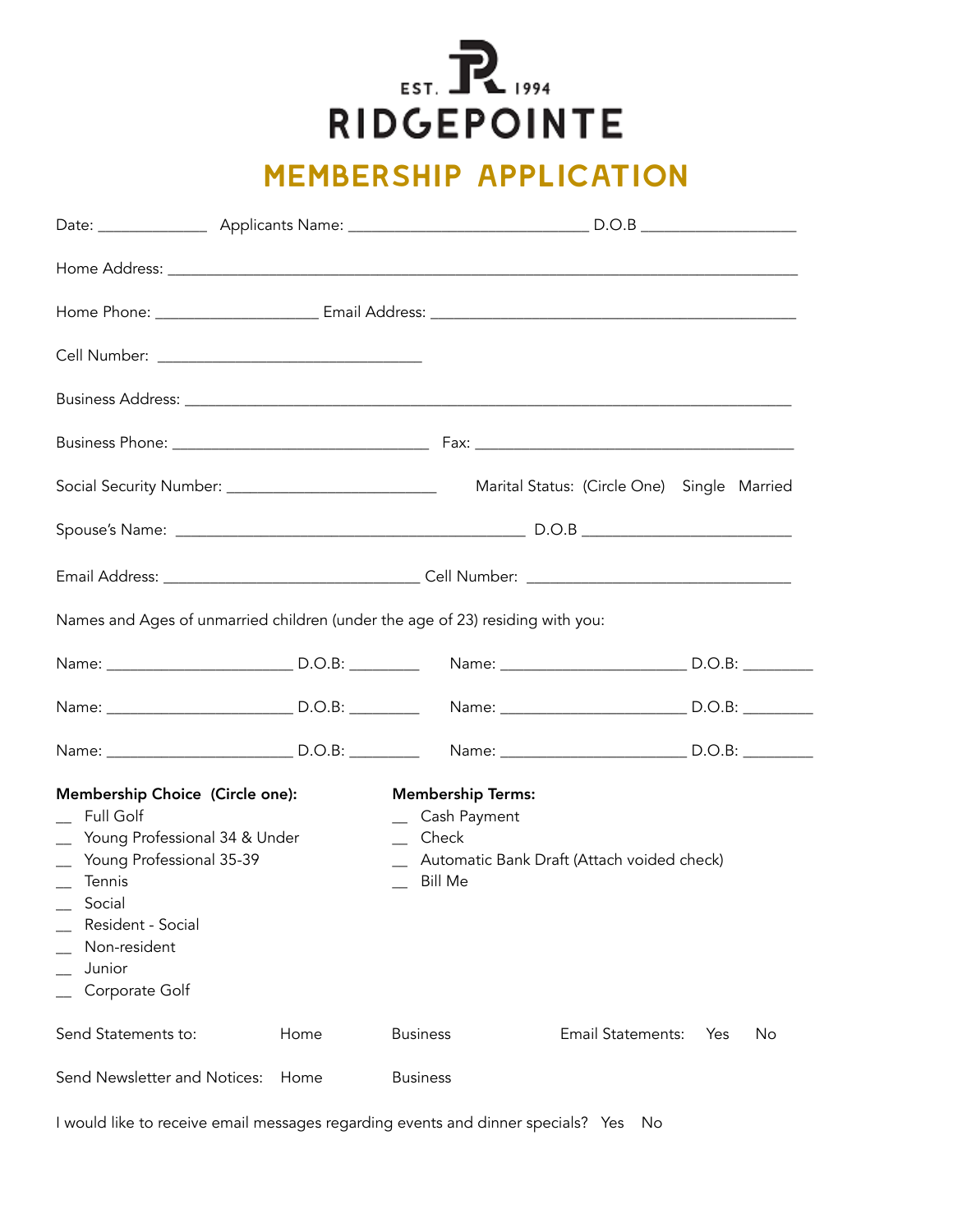EST. 1994

# RIDGEPOINTE

## MEMBERSHIP APPLICATION

Date: _____________ Applicants Name: _____________________________ D.O.B ___________________

Home Address: _____________________________________________________________________________

Home Phone: ____________________ Email Address: ____________________________________________

Cell Number: ________________________________

Business Address: __________________________________________________________________________

Business Phone: _______________________________ Fax: _______________________________________

Social Security Number: _________________________ Marital Status: (Circle One) Single Married

Spouse's Name: __________________________________________ D.O.B _________________________

Email Address: _______________________________ Cell Number: _______________________________

Names and Ages of unmarried children (under the age of 23) residing with you:

Name: ______________________ D.O.B: ________ Name: ______________________ D.O.B: ________

Name: ______________________ D.O.B: ________ Name: ______________________ D.O.B: ________

Name: ______________________ D.O.B: ________ Name: ______________________ D.O.B: ________

**Membership Choice (Circle one):**

__ Full Golf
__ Young Professional 34 & Under
__ Young Professional 35-39
__ Tennis
__ Social
__ Resident - Social
__ Non-resident
__ Junior
__ Corporate Golf

**Membership Terms:**

__ Cash Payment
__ Check
__ Automatic Bank Draft (Attach voided check)
__ Bill Me

Send Statements to: Home Business Email Statements: Yes No

Send Newsletter and Notices: Home Business

I would like to receive email messages regarding events and dinner specials? Yes No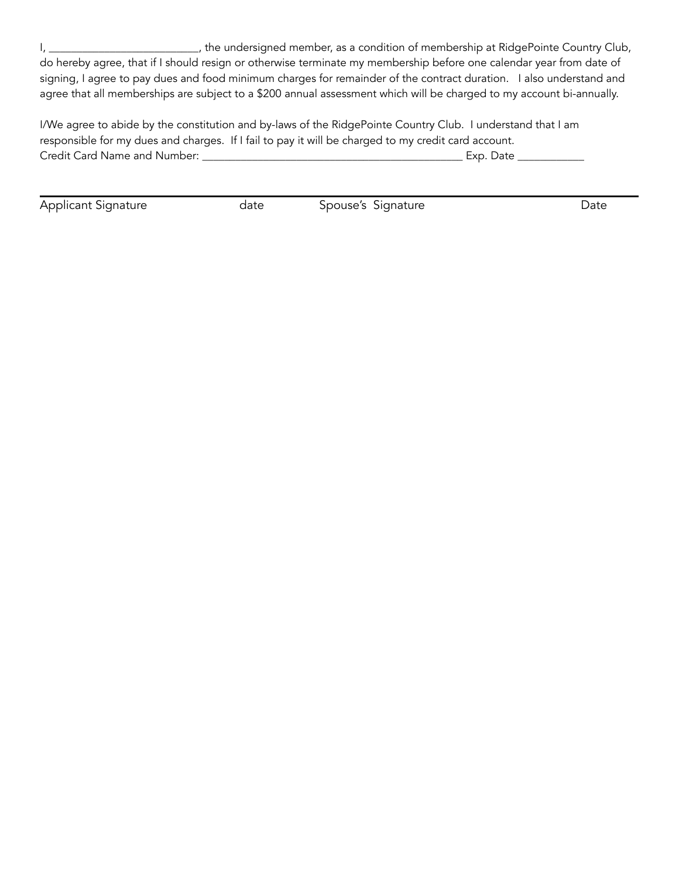I, ___________________________, the undersigned member, as a condition of membership at RidgePointe Country Club, do hereby agree, that if I should resign or otherwise terminate my membership before one calendar year from date of signing, I agree to pay dues and food minimum charges for remainder of the contract duration. I also understand and agree that all memberships are subject to a $200 annual assessment which will be charged to my account bi-annually.

I/We agree to abide by the constitution and by-laws of the RidgePointe Country Club. I understand that I am responsible for my dues and charges. If I fail to pay it will be charged to my credit card account.
Credit Card Name and Number: _______________________________________________ Exp. Date ____________

_______________________________________________________________________________________

Applicant Signature date Spouse's Signature Date